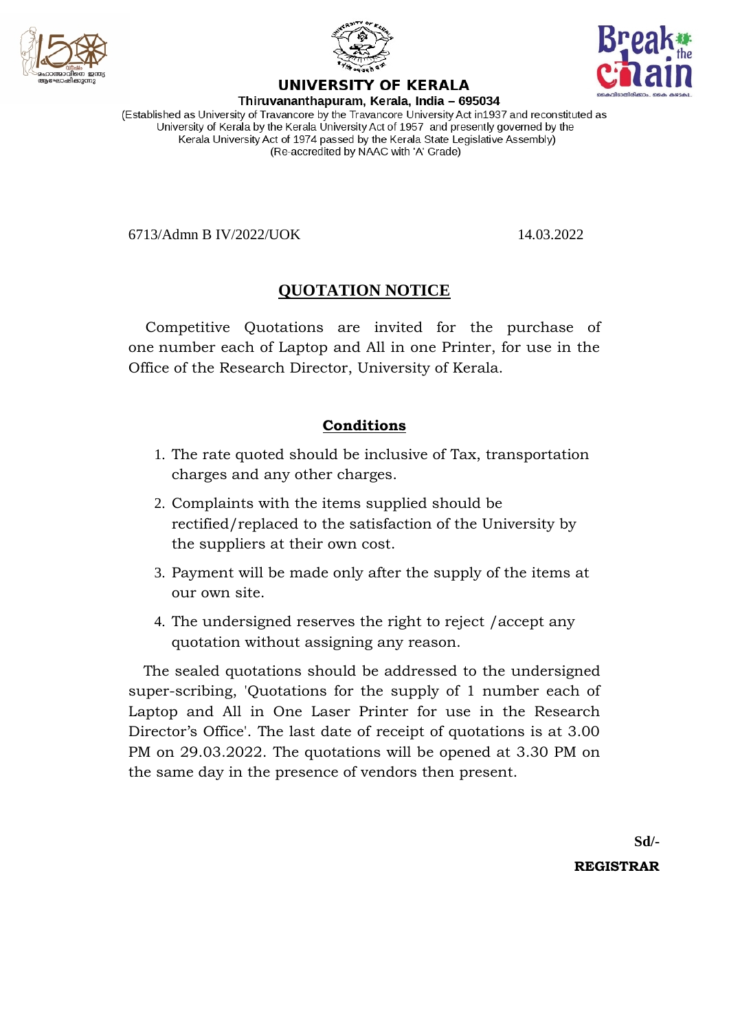**UNIVERSITY OF KERALA**

**Thiruvananthapuram, Kerala, India – 695034**

(Established as University of Travancore by the Travancore University Act in1937 and reconstituted as University of Kerala by the Kerala University Act of 1957 and presently governed by the Kerala University Act of 1974 passed by the Kerala State Legislative Assembly)
(Re-accredited by NAAC with 'A' Grade)

6713/Admn B IV/2022/UOK 14.03.2022

# QUOTATION NOTICE

Competitive Quotations are invited for the purchase of one number each of Laptop and All in one Printer, for use in the Office of the Research Director, University of Kerala.

## Conditions

1. The rate quoted should be inclusive of Tax, transportation charges and any other charges.
2. Complaints with the items supplied should be rectified/replaced to the satisfaction of the University by the suppliers at their own cost.
3. Payment will be made only after the supply of the items at our own site.
4. The undersigned reserves the right to reject /accept any quotation without assigning any reason.

The sealed quotations should be addressed to the undersigned super-scribing, 'Quotations for the supply of 1 number each of Laptop and All in One Laser Printer for use in the Research Director's Office'. The last date of receipt of quotations is at 3.00 PM on 29.03.2022. The quotations will be opened at 3.30 PM on the same day in the presence of vendors then present.

**Sd/-**

**REGISTRAR**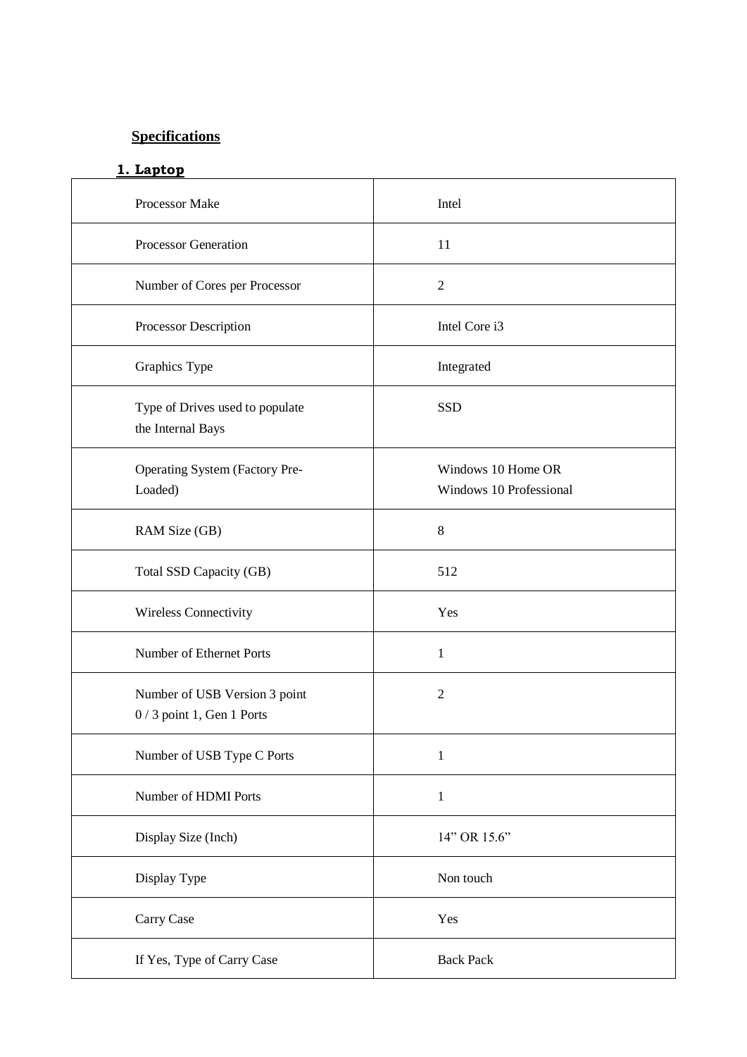## Specifications

### 1. Laptop

| | |
|---|---|
| Processor Make | Intel |
| Processor Generation | 11 |
| Number of Cores per Processor | 2 |
| Processor Description | Intel Core i3 |
| Graphics Type | Integrated |
| Type of Drives used to populate the Internal Bays | SSD |
| Operating System (Factory Pre-Loaded) | Windows 10 Home OR Windows 10 Professional |
| RAM Size (GB) | 8 |
| Total SSD Capacity (GB) | 512 |
| Wireless Connectivity | Yes |
| Number of Ethernet Ports | 1 |
| Number of USB Version 3 point 0 / 3 point 1, Gen 1 Ports | 2 |
| Number of USB Type C Ports | 1 |
| Number of HDMI Ports | 1 |
| Display Size (Inch) | 14" OR 15.6" |
| Display Type | Non touch |
| Carry Case | Yes |
| If Yes, Type of Carry Case | Back Pack |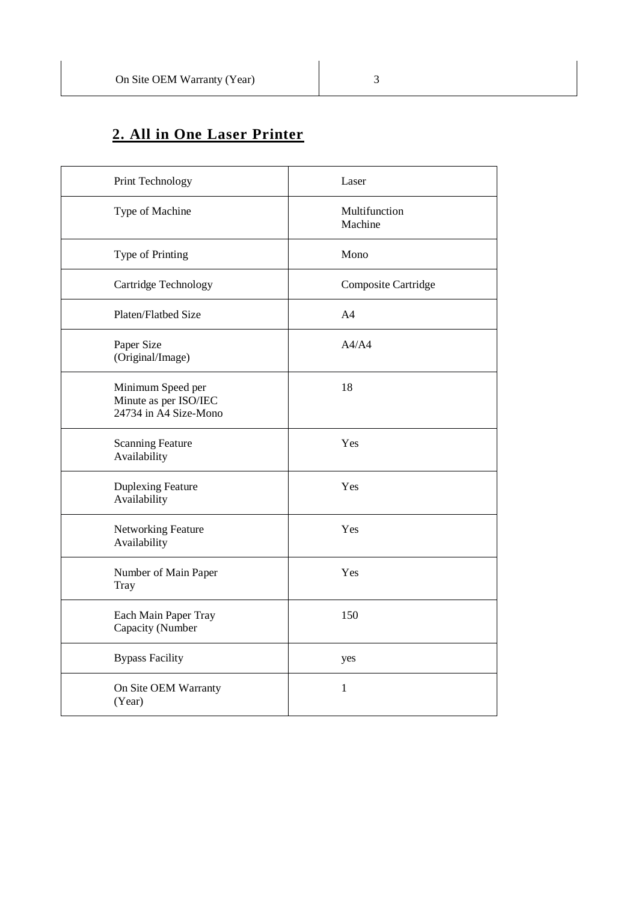| | |
|---|---|
| On Site OEM Warranty (Year) | 3 |

## 2. All in One Laser Printer

| | |
|---|---|
| Print Technology | Laser |
| Type of Machine | Multifunction Machine |
| Type of Printing | Mono |
| Cartridge Technology | Composite Cartridge |
| Platen/Flatbed Size | A4 |
| Paper Size (Original/Image) | A4/A4 |
| Minimum Speed per Minute as per ISO/IEC 24734 in A4 Size-Mono | 18 |
| Scanning Feature Availability | Yes |
| Duplexing Feature Availability | Yes |
| Networking Feature Availability | Yes |
| Number of Main Paper Tray | Yes |
| Each Main Paper Tray Capacity (Number | 150 |
| Bypass Facility | yes |
| On Site OEM Warranty (Year) | 1 |